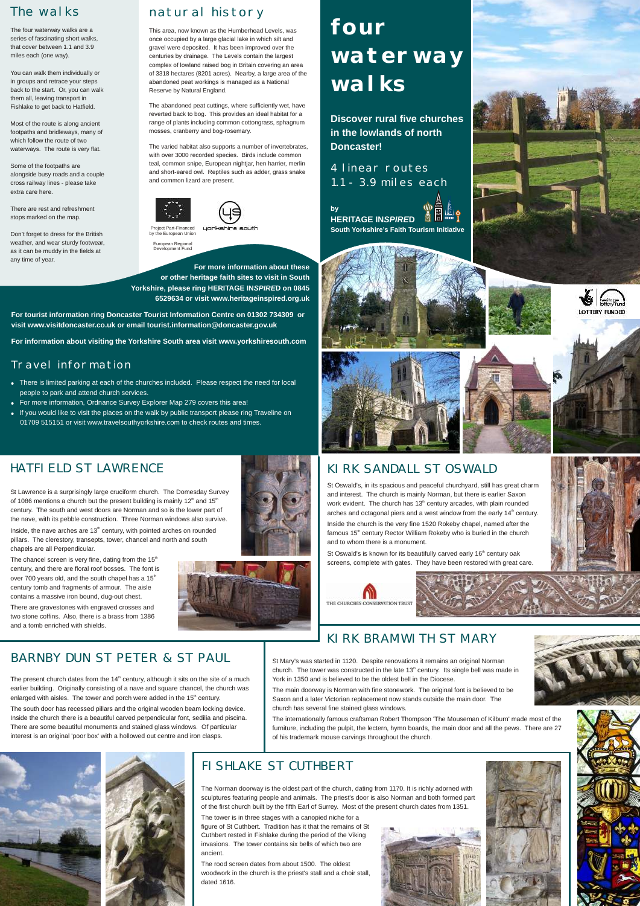# four waterway walks

**Discover rural five churches in the lowlands of north Doncaster!**

4 linear routes
1.1 - 3.9 miles each

by
**HERITAGE INSPIRED**
**South Yorkshire's Faith Tourism Initiative**

## The walks

The four waterway walks are a series of fascinating short walks, that cover between 1.1 and 3.9 miles each (one way).

You can walk them individually or in groups and retrace your steps back to the start. Or, you can walk them all, leaving transport in Fishlake to get back to Hatfield.

Most of the route is along ancient footpaths and bridleways, many of which follow the route of two waterways. The route is very flat.

Some of the footpaths are alongside busy roads and a couple cross railway lines - please take extra care here.

There are rest and refreshment stops marked on the map.

Don't forget to dress for the British weather, and wear sturdy footwear, as it can be muddy in the fields at any time of year.

## natural history

This area, now known as the Humberhead Levels, was once occupied by a large glacial lake in which silt and gravel were deposited. It has been improved over the centuries by drainage. The Levels contain the largest complex of lowland raised bog in Britain covering an area of 3318 hectares (8201 acres). Nearby, a large area of the abandoned peat workings is managed as a National Reserve by Natural England.

The abandoned peat cuttings, where sufficiently wet, have reverted back to bog. This provides an ideal habitat for a range of plants including common cottongrass, sphagnum mosses, cranberry and bog-rosemary.

The varied habitat also supports a number of invertebrates, with over 3000 recorded species. Birds include common teal, common snipe, European nightjar, hen harrier, merlin and short-eared owl. Reptiles such as adder, grass snake and common lizard are present.

Project Part-Financed by the European Union
European Regional Development Fund

yorkshire south

**For more information about these or other heritage faith sites to visit in South Yorkshire, please ring HERITAGE INSPIRED on 0845 6529634 or visit www.heritageinspired.org.uk**

**For tourist information ring Doncaster Tourist Information Centre on 01302 734309 or visit www.visitdoncaster.co.uk or email tourist.information@doncaster.gov.uk**

**For information about visiting the Yorkshire South area visit www.yorkshiresouth.com**

## Travel information

- There is limited parking at each of the churches included. Please respect the need for local people to park and attend church services.
- For more information, Ordnance Survey Explorer Map 279 covers this area!
- If you would like to visit the places on the walk by public transport please ring Traveline on 01709 515151 or visit www.travelsouthyorkshire.com to check routes and times.

heritage lottery fund
LOTTERY FUNDED

## HATFIELD ST LAWRENCE

St Lawrence is a surprisingly large cruciform church. The Domesday Survey of 1086 mentions a church but the present building is mainly 12th and 15th century. The south and west doors are Norman and so is the lower part of the nave, with its pebble construction. Three Norman windows also survive.

Inside, the nave arches are 13th century, with pointed arches on rounded pillars. The clerestory, transepts, tower, chancel and north and south chapels are all Perpendicular.

The chancel screen is very fine, dating from the 15th century, and there are floral roof bosses. The font is over 700 years old, and the south chapel has a 15th century tomb and fragments of armour. The aisle contains a massive iron bound, dug-out chest.

There are gravestones with engraved crosses and two stone coffins. Also, there is a brass from 1386 and a tomb enriched with shields.

## KIRK SANDALL ST OSWALD

St Oswald's, in its spacious and peaceful churchyard, still has great charm and interest. The church is mainly Norman, but there is earlier Saxon work evident. The church has 13th century arcades, with plain rounded arches and octagonal piers and a west window from the early 14th century.

Inside the church is the very fine 1520 Rokeby chapel, named after the famous 15th century Rector William Rokeby who is buried in the church and to whom there is a monument.

St Oswald's is known for its beautifully carved early 16th century oak screens, complete with gates. They have been restored with great care.

THE CHURCHES CONSERVATION TRUST

## BARNBY DUN ST PETER & ST PAUL

The present church dates from the 14th century, although it sits on the site of a much earlier building. Originally consisting of a nave and square chancel, the church was enlarged with aisles. The tower and porch were added in the 15th century.

The south door has recessed pillars and the original wooden beam locking device. Inside the church there is a beautiful carved perpendicular font, sedilia and piscina. There are some beautiful monuments and stained glass windows. Of particular interest is an original 'poor box' with a hollowed out centre and iron clasps.

## KIRK BRAMWITH ST MARY

St Mary's was started in 1120. Despite renovations it remains an original Norman church. The tower was constructed in the late 13th century. Its single bell was made in York in 1350 and is believed to be the oldest bell in the Diocese.

The main doorway is Norman with fine stonework. The original font is believed to be Saxon and a later Victorian replacement now stands outside the main door. The church has several fine stained glass windows.

The internationally famous craftsman Robert Thompson 'The Mouseman of Kilburn' made most of the furniture, including the pulpit, the lectern, hymn boards, the main door and all the pews. There are 27 of his trademark mouse carvings throughout the church.

## FISHLAKE ST CUTHBERT

The Norman doorway is the oldest part of the church, dating from 1170. It is richly adorned with sculptures featuring people and animals. The priest's door is also Norman and both formed part of the first church built by the fifth Earl of Surrey. Most of the present church dates from 1351.

The tower is in three stages with a canopied niche for a figure of St Cuthbert. Tradition has it that the remains of St Cuthbert rested in Fishlake during the period of the Viking invasions. The tower contains six bells of which two are ancient.

The rood screen dates from about 1500. The oldest woodwork in the church is the priest's stall and a choir stall, dated 1616.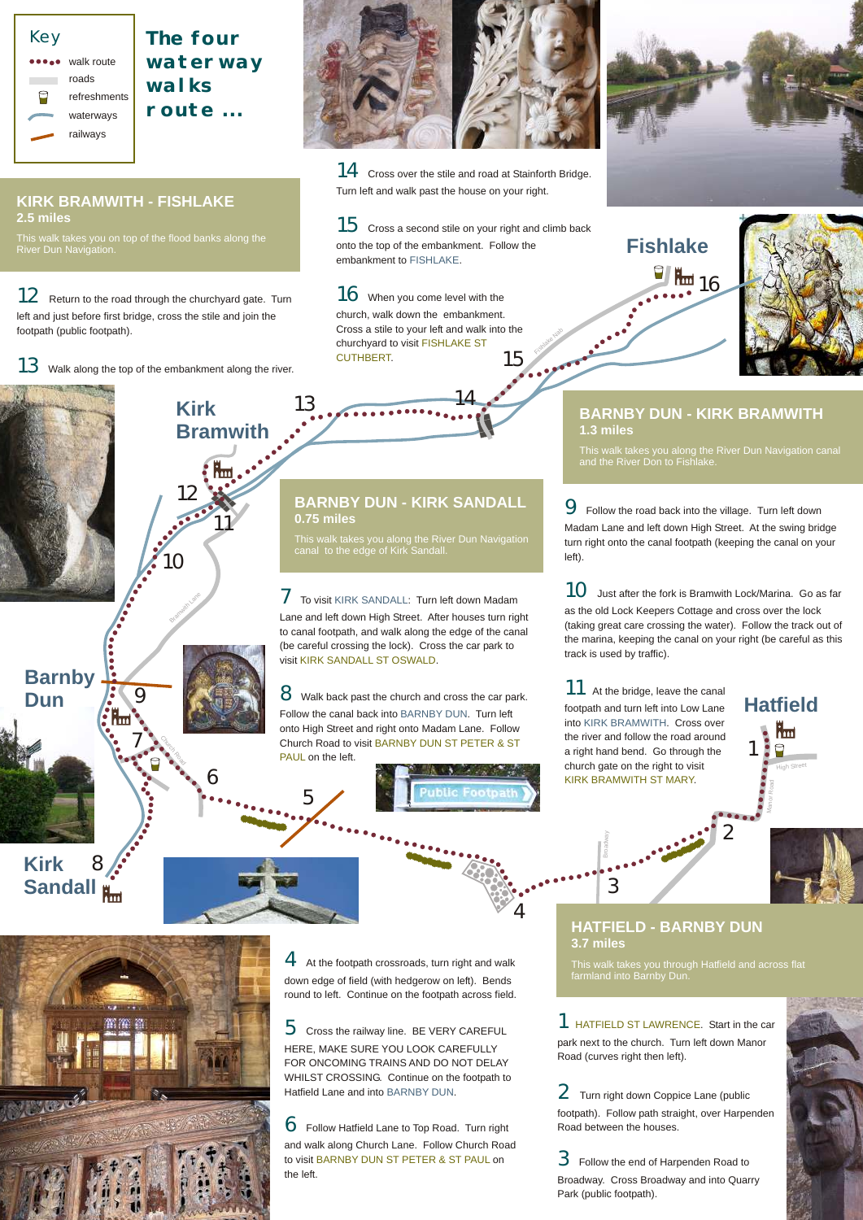## Key

- walk route
- roads
- refreshments
- waterways
- railways

# The four waterway walks route ...

## KIRK BRAMWITH - FISHLAKE
**2.5 miles**

This walk takes you on top of the flood banks along the River Dun Navigation.

**12** Return to the road through the churchyard gate. Turn left and just before first bridge, cross the stile and join the footpath (public footpath).

**13** Walk along the top of the embankment along the river.

**14** Cross over the stile and road at Stainforth Bridge. Turn left and walk past the house on your right.

**15** Cross a second stile on your right and climb back onto the top of the embankment. Follow the embankment to FISHLAKE.

**16** When you come level with the church, walk down the embankment. Cross a stile to your left and walk into the churchyard to visit FISHLAKE ST CUTHBERT.

## BARNBY DUN - KIRK BRAMWITH
**1.3 miles**

This walk takes you along the River Dun Navigation canal and the River Don to Fishlake.

**9** Follow the road back into the village. Turn left down Madam Lane and left down High Street. At the swing bridge turn right onto the canal footpath (keeping the canal on your left).

**10** Just after the fork is Bramwith Lock/Marina. Go as far as the old Lock Keepers Cottage and cross over the lock (taking great care crossing the water). Follow the track out of the marina, keeping the canal on your right (be careful as this track is used by traffic).

**11** At the bridge, leave the canal footpath and turn left into Low Lane into KIRK BRAMWITH. Cross over the river and follow the road around a right hand bend. Go through the church gate on the right to visit KIRK BRAMWITH ST MARY.

## BARNBY DUN - KIRK SANDALL
**0.75 miles**

This walk takes you along the River Dun Navigation canal to the edge of Kirk Sandall.

**7** To visit KIRK SANDALL: Turn left down Madam Lane and left down High Street. After houses turn right to canal footpath, and walk along the edge of the canal (be careful crossing the lock). Cross the car park to visit KIRK SANDALL ST OSWALD.

**8** Walk back past the church and cross the car park. Follow the canal back into BARNBY DUN. Turn left onto High Street and right onto Madam Lane. Follow Church Road to visit BARNBY DUN ST PETER & ST PAUL on the left.

Fishlake
Kirk Bramwith
Barnby Dun
Kirk Sandall
Hatfield
Fishlake Nab
Bramwith Lane
Church Road
Broadway
Manor Road
High Street
Public Footpath

## HATFIELD - BARNBY DUN
**3.7 miles**

This walk takes you through Hatfield and across flat farmland into Barnby Dun.

**1** HATFIELD ST LAWRENCE. Start in the car park next to the church. Turn left down Manor Road (curves right then left).

**2** Turn right down Coppice Lane (public footpath). Follow path straight, over Harpenden Road between the houses.

**3** Follow the end of Harpenden Road to Broadway. Cross Broadway and into Quarry Park (public footpath).

**4** At the footpath crossroads, turn right and walk down edge of field (with hedgerow on left). Bends round to left. Continue on the footpath across field.

**5** Cross the railway line. BE VERY CAREFUL HERE, MAKE SURE YOU LOOK CAREFULLY FOR ONCOMING TRAINS AND DO NOT DELAY WHILST CROSSING. Continue on the footpath to Hatfield Lane and into BARNBY DUN.

**6** Follow Hatfield Lane to Top Road. Turn right and walk along Church Lane. Follow Church Road to visit BARNBY DUN ST PETER & ST PAUL on the left.